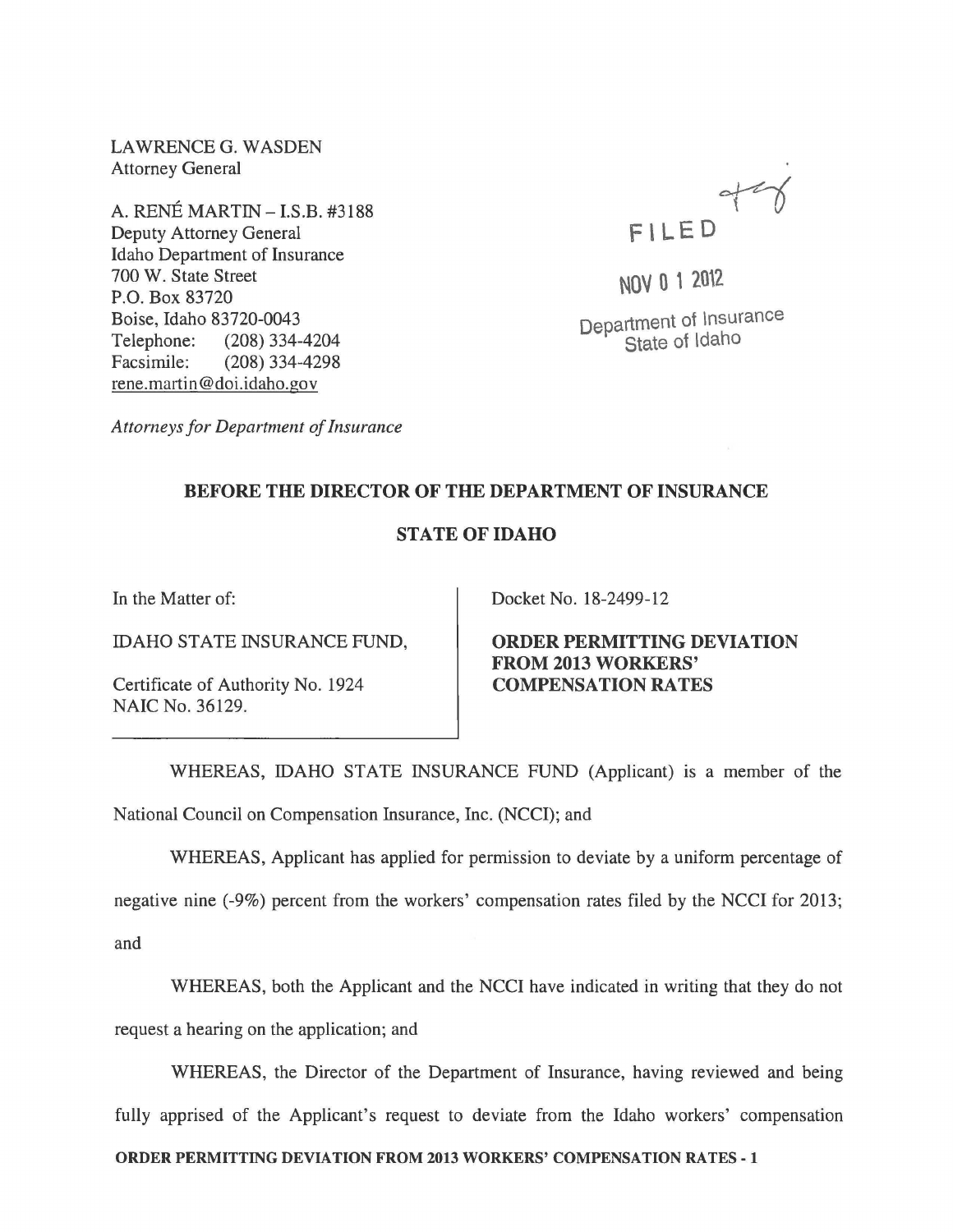LAWRENCE G. WASDEN
Attorney General

A. RENÉ MARTIN – I.S.B. #3188
Deputy Attorney General
Idaho Department of Insurance
700 W. State Street
P.O. Box 83720
Boise, Idaho 83720-0043
Telephone: (208) 334-4204
Facsimile: (208) 334-4298
rene.martin@doi.idaho.gov

*Attorneys for Department of Insurance*

FILED

NOV 0 1 2012

Department of Insurance
State of Idaho

**BEFORE THE DIRECTOR OF THE DEPARTMENT OF INSURANCE**

**STATE OF IDAHO**

| In the Matter of: IDAHO STATE INSURANCE FUND, Certificate of Authority No. 1924 NAIC No. 36129. | Docket No. 18-2499-12 **ORDER PERMITTING DEVIATION FROM 2013 WORKERS' COMPENSATION RATES** |
|---|---|

WHEREAS, IDAHO STATE INSURANCE FUND (Applicant) is a member of the National Council on Compensation Insurance, Inc. (NCCI); and

WHEREAS, Applicant has applied for permission to deviate by a uniform percentage of negative nine (-9%) percent from the workers' compensation rates filed by the NCCI for 2013; and

WHEREAS, both the Applicant and the NCCI have indicated in writing that they do not request a hearing on the application; and

WHEREAS, the Director of the Department of Insurance, having reviewed and being fully apprised of the Applicant's request to deviate from the Idaho workers' compensation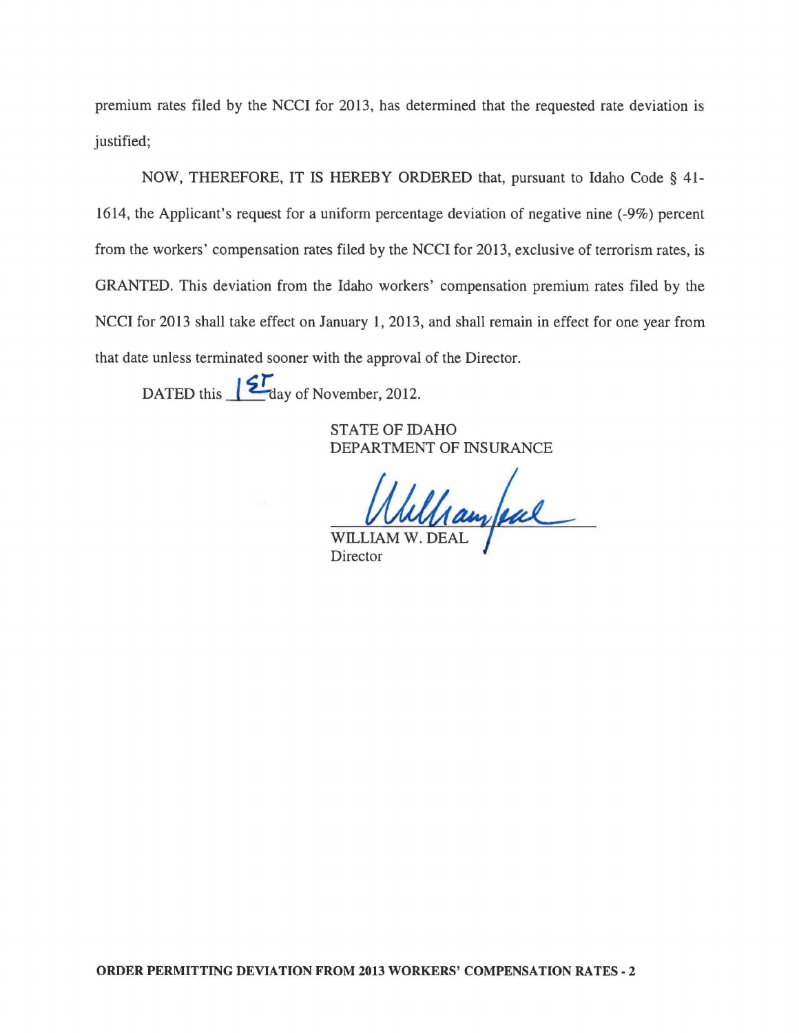premium rates filed by the NCCI for 2013, has determined that the requested rate deviation is justified;

NOW, THEREFORE, IT IS HEREBY ORDERED that, pursuant to Idaho Code § 41-1614, the Applicant's request for a uniform percentage deviation of negative nine (-9%) percent from the workers' compensation rates filed by the NCCI for 2013, exclusive of terrorism rates, is GRANTED. This deviation from the Idaho workers' compensation premium rates filed by the NCCI for 2013 shall take effect on January 1, 2013, and shall remain in effect for one year from that date unless terminated sooner with the approval of the Director.

DATED this 1st day of November, 2012.

STATE OF IDAHO
DEPARTMENT OF INSURANCE

WILLIAM W. DEAL
Director

**ORDER PERMITTING DEVIATION FROM 2013 WORKERS' COMPENSATION RATES - 2**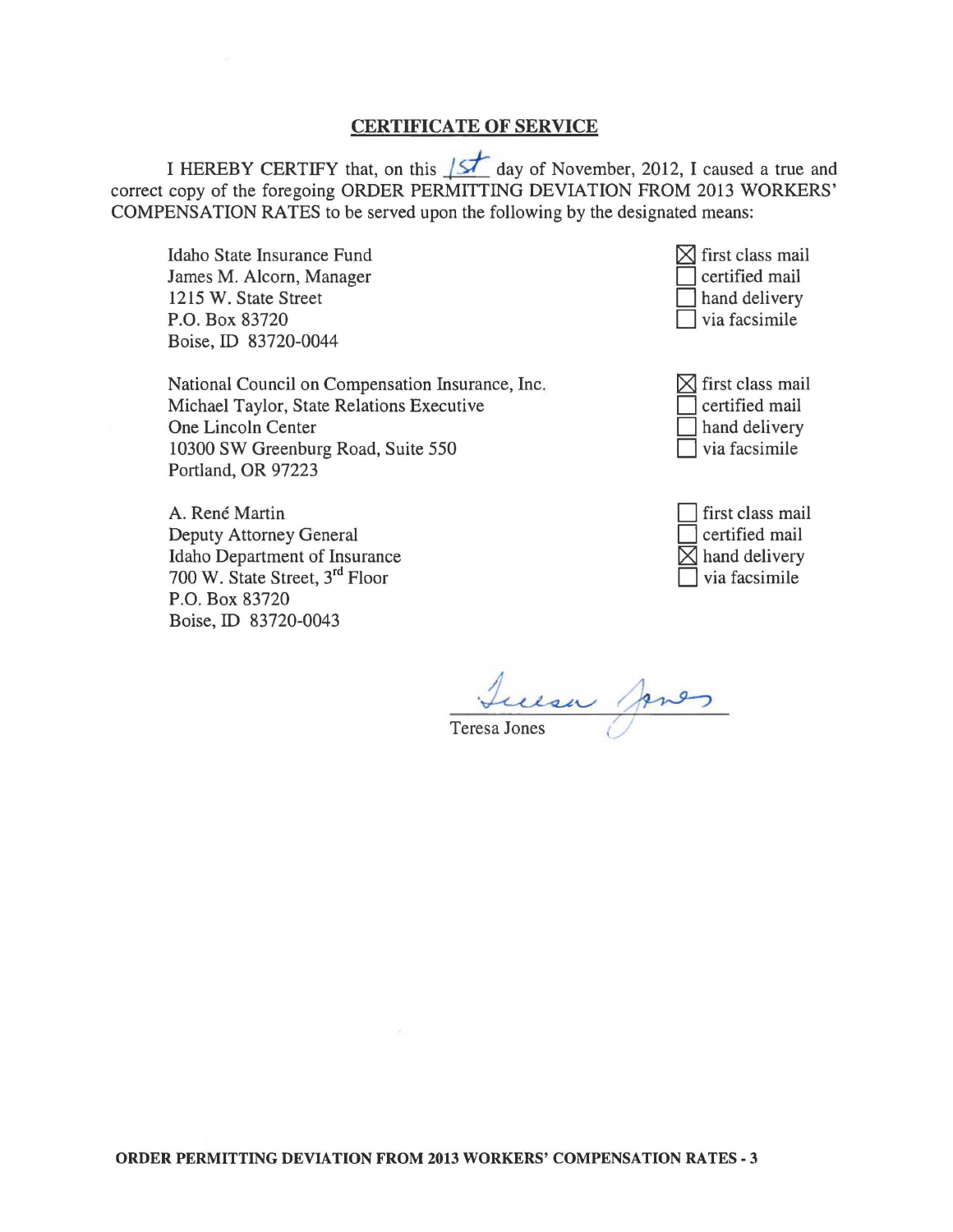## CERTIFICATE OF SERVICE

I HEREBY CERTIFY that, on this 1st day of November, 2012, I caused a true and correct copy of the foregoing ORDER PERMITTING DEVIATION FROM 2013 WORKERS' COMPENSATION RATES to be served upon the following by the designated means:

Idaho State Insurance Fund
James M. Alcorn, Manager
1215 W. State Street
P.O. Box 83720
Boise, ID 83720-0044

- [x] first class mail
- [ ] certified mail
- [ ] hand delivery
- [ ] via facsimile

National Council on Compensation Insurance, Inc.
Michael Taylor, State Relations Executive
One Lincoln Center
10300 SW Greenburg Road, Suite 550
Portland, OR 97223

- [x] first class mail
- [ ] certified mail
- [ ] hand delivery
- [ ] via facsimile

A. René Martin
Deputy Attorney General
Idaho Department of Insurance
700 W. State Street, 3rd Floor
P.O. Box 83720
Boise, ID 83720-0043

- [ ] first class mail
- [ ] certified mail
- [x] hand delivery
- [ ] via facsimile

Teresa Jones